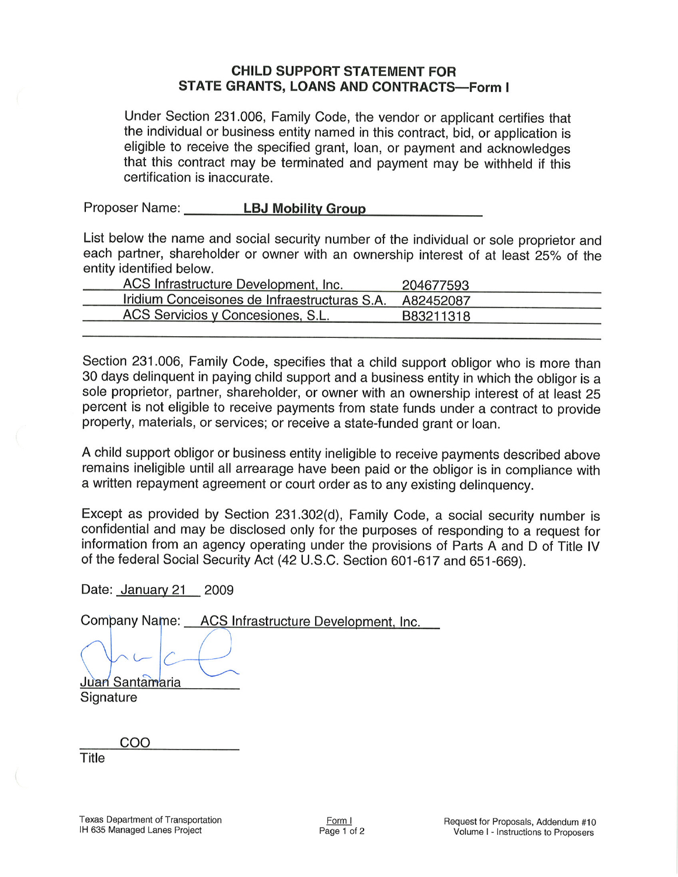## CHILD SUPPORT STATEMENT FOR STATE GRANTS, LOANS AND CONTRACTS—Form I

Under Section 231.006, Family Code, the vendor or applicant certifies that the individual or business entity named in this contract, bid, or application is eligible to receive the specified grant, loan, or payment and acknowledges that this contract may be terminated and payment may be withheld if this certification is inaccurate.

Proposer Name: **LBJ Mobility Group**

List below the name and social security number of the individual or sole proprietor and each partner, shareholder or owner with an ownership interest of at least 25% of the entity identified below.

| | |
|---|---|
| ACS Infrastructure Development, Inc. | 204677593 |
| Iridium Conceisones de Infraestructuras S.A. | A82452087 |
| ACS Servicios y Concesiones, S.L. | B83211318 |

Section 231.006, Family Code, specifies that a child support obligor who is more than 30 days delinquent in paying child support and a business entity in which the obligor is a sole proprietor, partner, shareholder, or owner with an ownership interest of at least 25 percent is not eligible to receive payments from state funds under a contract to provide property, materials, or services; or receive a state-funded grant or loan.

A child support obligor or business entity ineligible to receive payments described above remains ineligible until all arrearage have been paid or the obligor is in compliance with a written repayment agreement or court order as to any existing delinquency.

Except as provided by Section 231.302(d), Family Code, a social security number is confidential and may be disclosed only for the purposes of responding to a request for information from an agency operating under the provisions of Parts A and D of Title IV of the federal Social Security Act (42 U.S.C. Section 601-617 and 651-669).

Date: January 21 2009

Company Name: ACS Infrastructure Development, Inc.

Juan Santamaria
Signature

COO
Title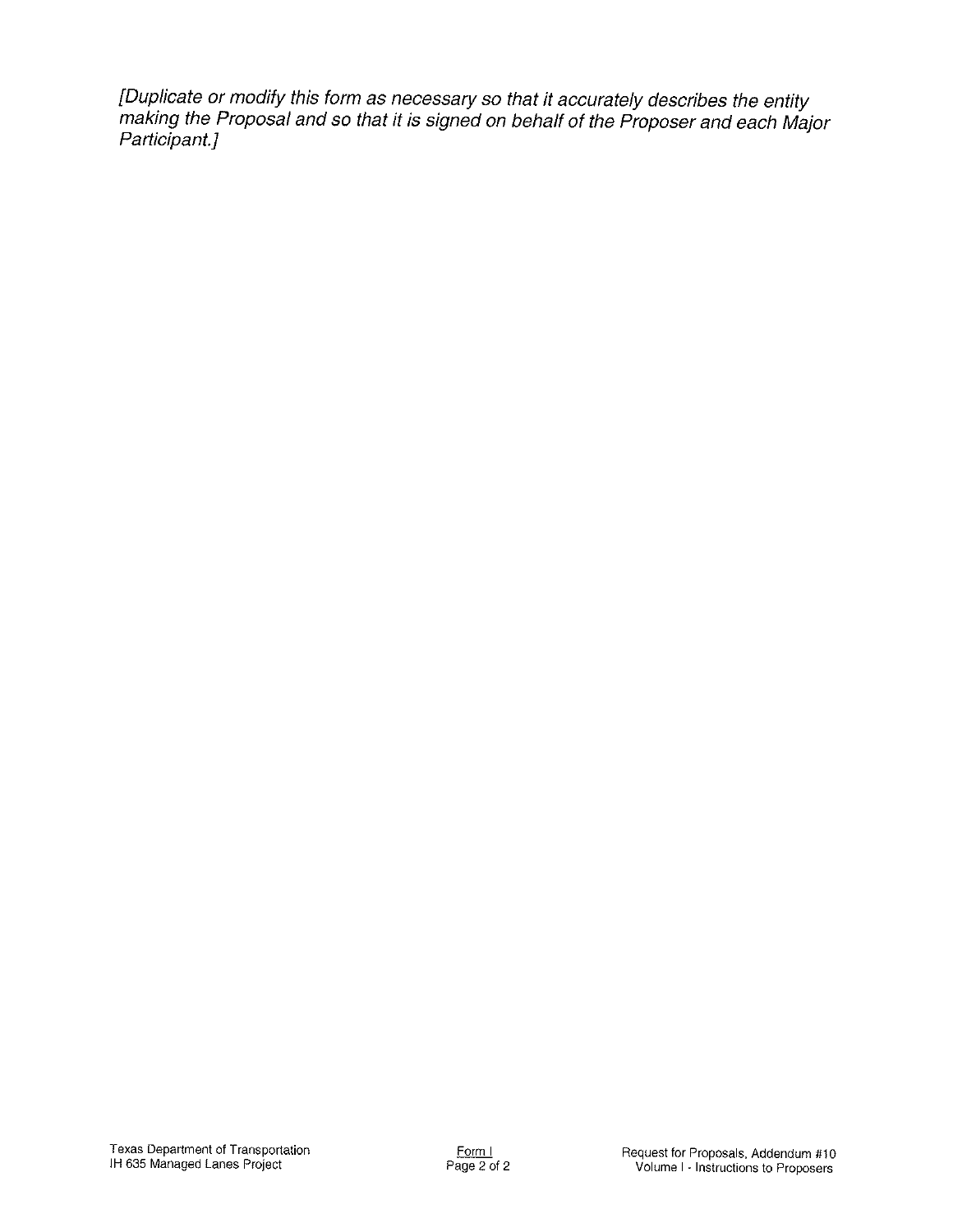*[Duplicate or modify this form as necessary so that it accurately describes the entity making the Proposal and so that it is signed on behalf of the Proposer and each Major Participant.]*